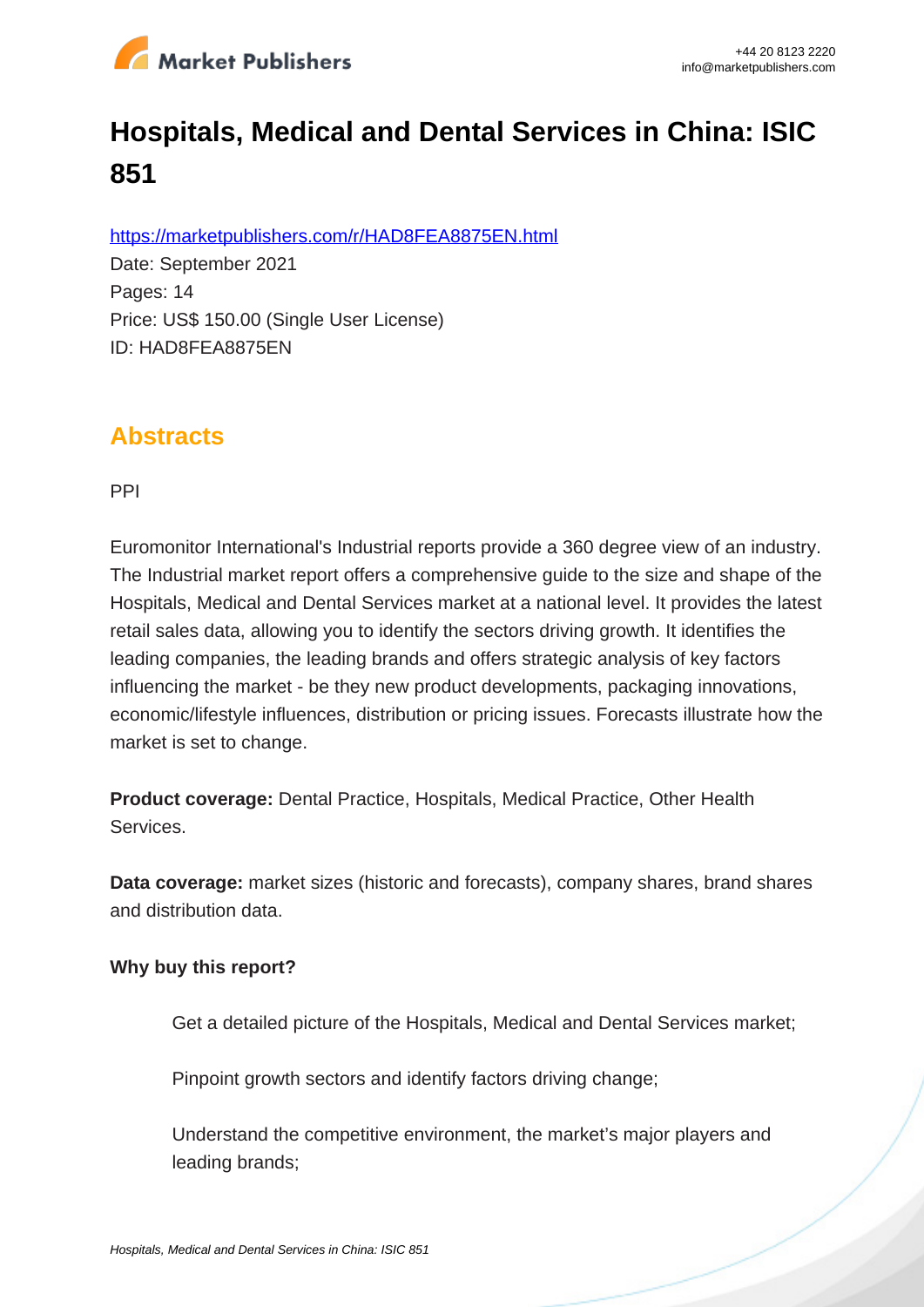# Hospitals, Medical and Dental Services in China: ISIC 851

https://marketpublishers.com/r/HAD8FEA8875EN.html

Date: September 2021

Pages: 14

Price: US$ 150.00 (Single User License)

ID: HAD8FEA8875EN

## Abstracts

PPI

Euromonitor International's Industrial reports provide a 360 degree view of an industry. The Industrial market report offers a comprehensive guide to the size and shape of the Hospitals, Medical and Dental Services market at a national level. It provides the latest retail sales data, allowing you to identify the sectors driving growth. It identifies the leading companies, the leading brands and offers strategic analysis of key factors influencing the market - be they new product developments, packaging innovations, economic/lifestyle influences, distribution or pricing issues. Forecasts illustrate how the market is set to change.

**Product coverage:** Dental Practice, Hospitals, Medical Practice, Other Health Services.

**Data coverage:** market sizes (historic and forecasts), company shares, brand shares and distribution data.

**Why buy this report?**

- Get a detailed picture of the Hospitals, Medical and Dental Services market;
- Pinpoint growth sectors and identify factors driving change;
- Understand the competitive environment, the market's major players and leading brands;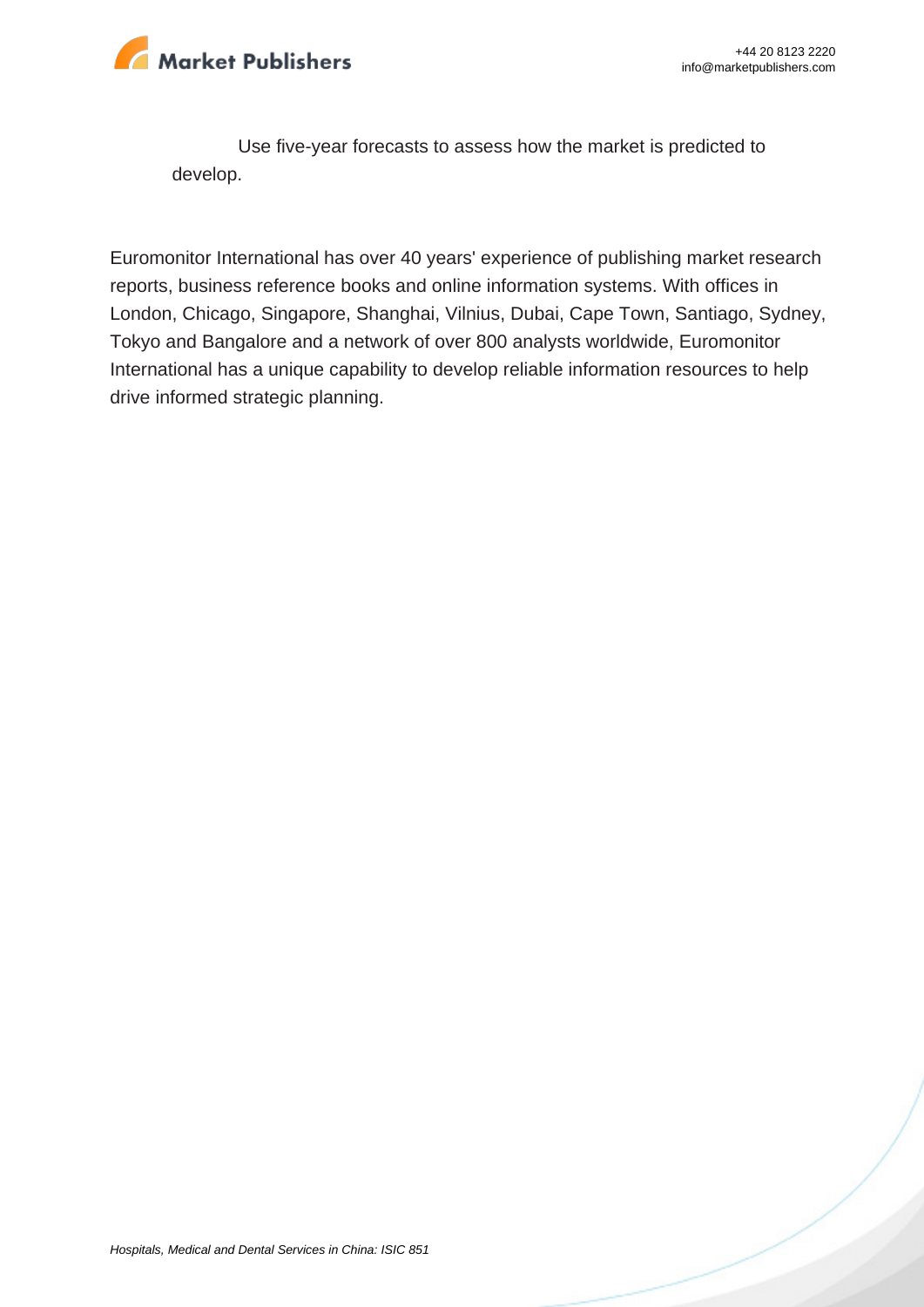Use five-year forecasts to assess how the market is predicted to develop.

Euromonitor International has over 40 years' experience of publishing market research reports, business reference books and online information systems. With offices in London, Chicago, Singapore, Shanghai, Vilnius, Dubai, Cape Town, Santiago, Sydney, Tokyo and Bangalore and a network of over 800 analysts worldwide, Euromonitor International has a unique capability to develop reliable information resources to help drive informed strategic planning.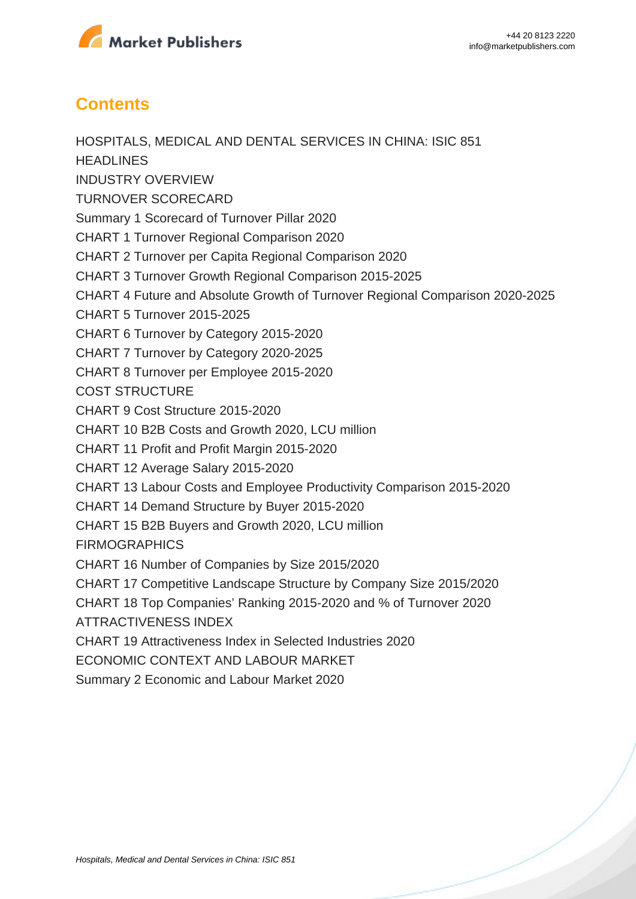## Contents

HOSPITALS, MEDICAL AND DENTAL SERVICES IN CHINA: ISIC 851

HEADLINES

INDUSTRY OVERVIEW

TURNOVER SCORECARD

Summary 1 Scorecard of Turnover Pillar 2020

CHART 1 Turnover Regional Comparison 2020

CHART 2 Turnover per Capita Regional Comparison 2020

CHART 3 Turnover Growth Regional Comparison 2015-2025

CHART 4 Future and Absolute Growth of Turnover Regional Comparison 2020-2025

CHART 5 Turnover 2015-2025

CHART 6 Turnover by Category 2015-2020

CHART 7 Turnover by Category 2020-2025

CHART 8 Turnover per Employee 2015-2020

COST STRUCTURE

CHART 9 Cost Structure 2015-2020

CHART 10 B2B Costs and Growth 2020, LCU million

CHART 11 Profit and Profit Margin 2015-2020

CHART 12 Average Salary 2015-2020

CHART 13 Labour Costs and Employee Productivity Comparison 2015-2020

CHART 14 Demand Structure by Buyer 2015-2020

CHART 15 B2B Buyers and Growth 2020, LCU million

FIRMOGRAPHICS

CHART 16 Number of Companies by Size 2015/2020

CHART 17 Competitive Landscape Structure by Company Size 2015/2020

CHART 18 Top Companies' Ranking 2015-2020 and % of Turnover 2020

ATTRACTIVENESS INDEX

CHART 19 Attractiveness Index in Selected Industries 2020

ECONOMIC CONTEXT AND LABOUR MARKET

Summary 2 Economic and Labour Market 2020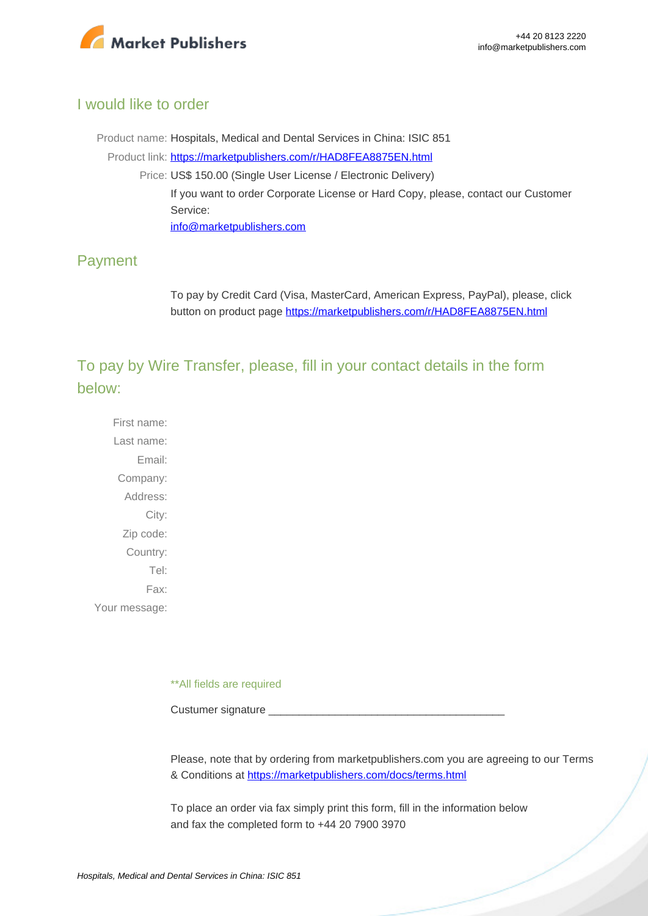## I would like to order

Product name: Hospitals, Medical and Dental Services in China: ISIC 851

Product link: https://marketpublishers.com/r/HAD8FEA8875EN.html

Price: US$ 150.00 (Single User License / Electronic Delivery)

If you want to order Corporate License or Hard Copy, please, contact our Customer Service:

info@marketpublishers.com

## Payment

To pay by Credit Card (Visa, MasterCard, American Express, PayPal), please, click button on product page https://marketpublishers.com/r/HAD8FEA8875EN.html

## To pay by Wire Transfer, please, fill in your contact details in the form below:

First name:

Last name:

Email:

Company:

Address:

City:

Zip code:

Country:

Tel:

Fax:

Your message:

**All fields are required

Custumer signature _______________________________________

Please, note that by ordering from marketpublishers.com you are agreeing to our Terms & Conditions at https://marketpublishers.com/docs/terms.html

To place an order via fax simply print this form, fill in the information below and fax the completed form to +44 20 7900 3970